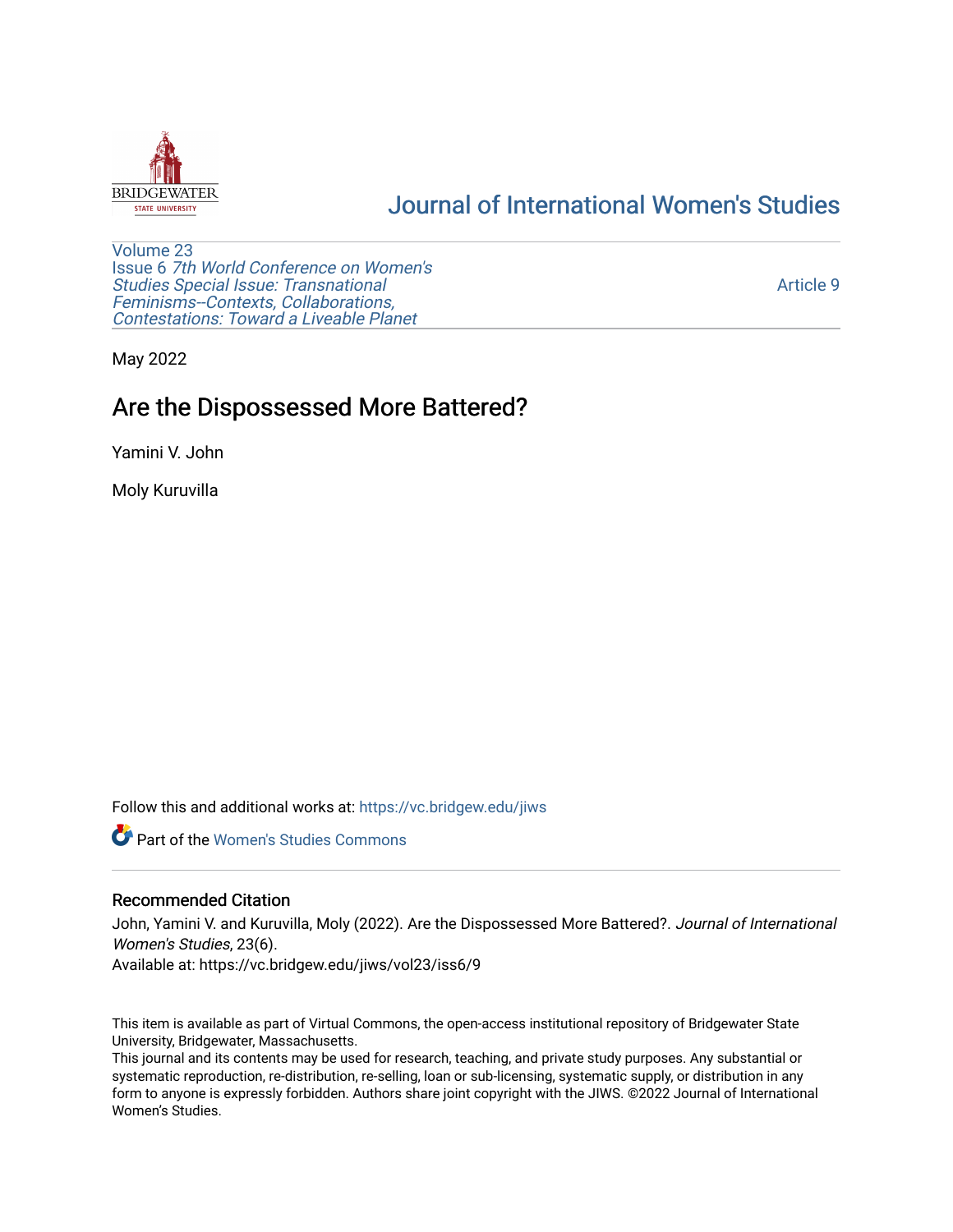BRIDGEWATER STATE UNIVERSITY

# Journal of International Women's Studies

Volume 23
Issue 6 *7th World Conference on Women's Studies Special Issue: Transnational Feminisms--Contexts, Collaborations, Contestations: Toward a Liveable Planet*

Article 9

May 2022

## Are the Dispossessed More Battered?

Yamini V. John

Moly Kuruvilla

Follow this and additional works at: https://vc.bridgew.edu/jiws

Part of the Women's Studies Commons

### Recommended Citation

John, Yamini V. and Kuruvilla, Moly (2022). Are the Dispossessed More Battered?. *Journal of International Women's Studies*, 23(6).
Available at: https://vc.bridgew.edu/jiws/vol23/iss6/9

This item is available as part of Virtual Commons, the open-access institutional repository of Bridgewater State University, Bridgewater, Massachusetts.
This journal and its contents may be used for research, teaching, and private study purposes. Any substantial or systematic reproduction, re-distribution, re-selling, loan or sub-licensing, systematic supply, or distribution in any form to anyone is expressly forbidden. Authors share joint copyright with the JIWS. ©2022 Journal of International Women's Studies.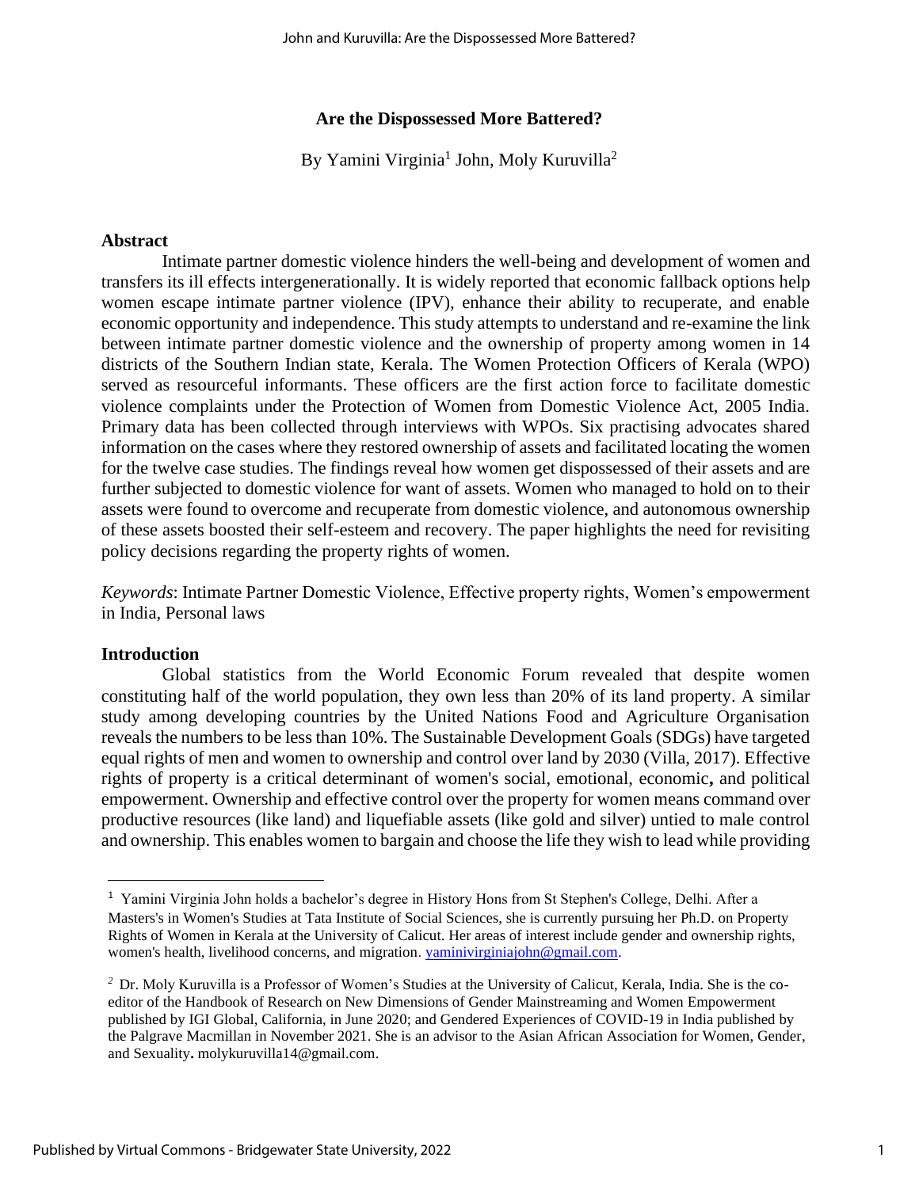## Are the Dispossessed More Battered?

By Yamini Virginia[1] John, Moly Kuruvilla[2]

### Abstract

Intimate partner domestic violence hinders the well-being and development of women and transfers its ill effects intergenerationally. It is widely reported that economic fallback options help women escape intimate partner violence (IPV), enhance their ability to recuperate, and enable economic opportunity and independence. This study attempts to understand and re-examine the link between intimate partner domestic violence and the ownership of property among women in 14 districts of the Southern Indian state, Kerala. The Women Protection Officers of Kerala (WPO) served as resourceful informants. These officers are the first action force to facilitate domestic violence complaints under the Protection of Women from Domestic Violence Act, 2005 India. Primary data has been collected through interviews with WPOs. Six practising advocates shared information on the cases where they restored ownership of assets and facilitated locating the women for the twelve case studies. The findings reveal how women get dispossessed of their assets and are further subjected to domestic violence for want of assets. Women who managed to hold on to their assets were found to overcome and recuperate from domestic violence, and autonomous ownership of these assets boosted their self-esteem and recovery. The paper highlights the need for revisiting policy decisions regarding the property rights of women.

*Keywords*: Intimate Partner Domestic Violence, Effective property rights, Women's empowerment in India, Personal laws

### Introduction

Global statistics from the World Economic Forum revealed that despite women constituting half of the world population, they own less than 20% of its land property. A similar study among developing countries by the United Nations Food and Agriculture Organisation reveals the numbers to be less than 10%. The Sustainable Development Goals (SDGs) have targeted equal rights of men and women to ownership and control over land by 2030 (Villa, 2017). Effective rights of property is a critical determinant of women's social, emotional, economic, and political empowerment. Ownership and effective control over the property for women means command over productive resources (like land) and liquefiable assets (like gold and silver) untied to male control and ownership. This enables women to bargain and choose the life they wish to lead while providing

---

[1] Yamini Virginia John holds a bachelor's degree in History Hons from St Stephen's College, Delhi. After a Masters's in Women's Studies at Tata Institute of Social Sciences, she is currently pursuing her Ph.D. on Property Rights of Women in Kerala at the University of Calicut. Her areas of interest include gender and ownership rights, women's health, livelihood concerns, and migration. yaminivirginiajohn@gmail.com.

[2] Dr. Moly Kuruvilla is a Professor of Women's Studies at the University of Calicut, Kerala, India. She is the co-editor of the Handbook of Research on New Dimensions of Gender Mainstreaming and Women Empowerment published by IGI Global, California, in June 2020; and Gendered Experiences of COVID-19 in India published by the Palgrave Macmillan in November 2021. She is an advisor to the Asian African Association for Women, Gender, and Sexuality. molykuruvilla14@gmail.com.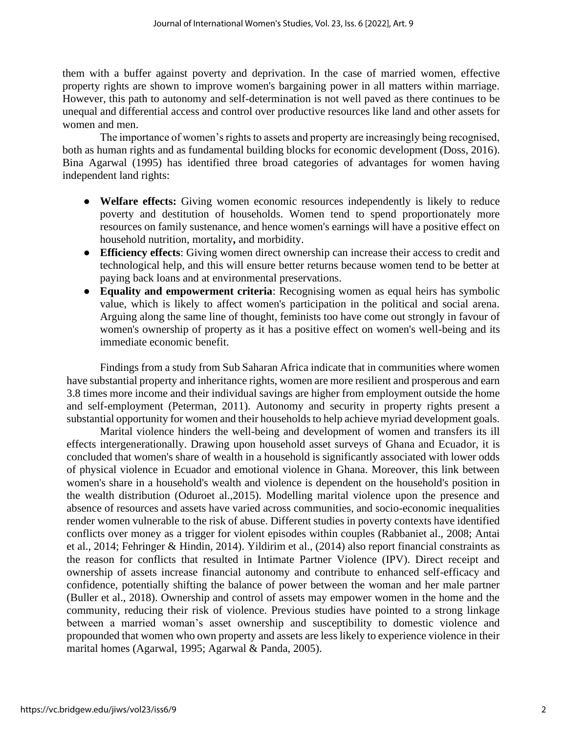them with a buffer against poverty and deprivation. In the case of married women, effective property rights are shown to improve women's bargaining power in all matters within marriage. However, this path to autonomy and self-determination is not well paved as there continues to be unequal and differential access and control over productive resources like land and other assets for women and men.

The importance of women's rights to assets and property are increasingly being recognised, both as human rights and as fundamental building blocks for economic development (Doss, 2016). Bina Agarwal (1995) has identified three broad categories of advantages for women having independent land rights:

- **Welfare effects:** Giving women economic resources independently is likely to reduce poverty and destitution of households. Women tend to spend proportionately more resources on family sustenance, and hence women's earnings will have a positive effect on household nutrition, mortality**,** and morbidity.
- **Efficiency effects**: Giving women direct ownership can increase their access to credit and technological help, and this will ensure better returns because women tend to be better at paying back loans and at environmental preservations.
- **Equality and empowerment criteria**: Recognising women as equal heirs has symbolic value, which is likely to affect women's participation in the political and social arena. Arguing along the same line of thought, feminists too have come out strongly in favour of women's ownership of property as it has a positive effect on women's well-being and its immediate economic benefit.

Findings from a study from Sub Saharan Africa indicate that in communities where women have substantial property and inheritance rights, women are more resilient and prosperous and earn 3.8 times more income and their individual savings are higher from employment outside the home and self-employment (Peterman, 2011). Autonomy and security in property rights present a substantial opportunity for women and their households to help achieve myriad development goals.

Marital violence hinders the well-being and development of women and transfers its ill effects intergenerationally. Drawing upon household asset surveys of Ghana and Ecuador, it is concluded that women's share of wealth in a household is significantly associated with lower odds of physical violence in Ecuador and emotional violence in Ghana. Moreover, this link between women's share in a household's wealth and violence is dependent on the household's position in the wealth distribution (Oduroet al.,2015). Modelling marital violence upon the presence and absence of resources and assets have varied across communities, and socio-economic inequalities render women vulnerable to the risk of abuse. Different studies in poverty contexts have identified conflicts over money as a trigger for violent episodes within couples (Rabbaniet al., 2008; Antai et al., 2014; Fehringer & Hindin, 2014). Yildirim et al., (2014) also report financial constraints as the reason for conflicts that resulted in Intimate Partner Violence (IPV). Direct receipt and ownership of assets increase financial autonomy and contribute to enhanced self-efficacy and confidence, potentially shifting the balance of power between the woman and her male partner (Buller et al., 2018). Ownership and control of assets may empower women in the home and the community, reducing their risk of violence. Previous studies have pointed to a strong linkage between a married woman's asset ownership and susceptibility to domestic violence and propounded that women who own property and assets are less likely to experience violence in their marital homes (Agarwal, 1995; Agarwal & Panda, 2005).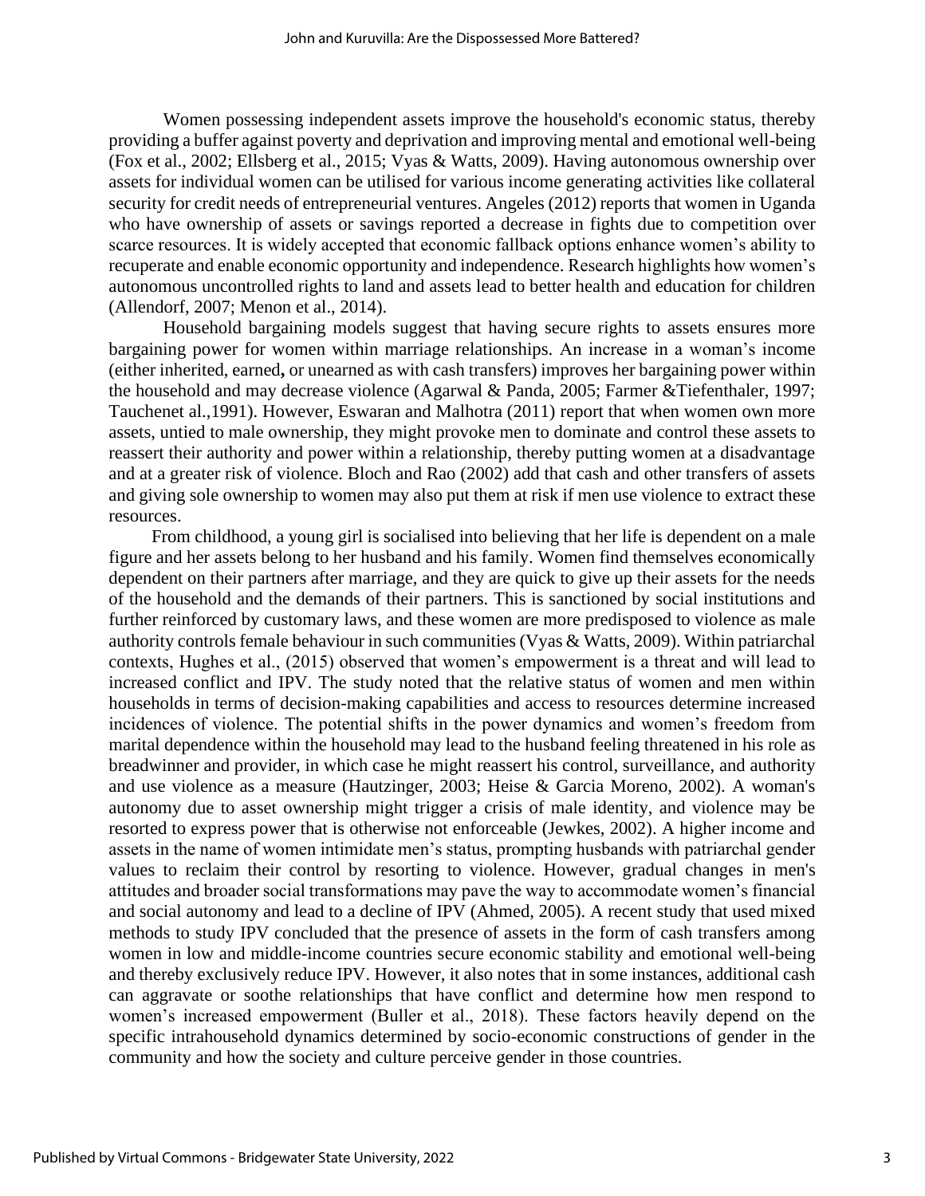Women possessing independent assets improve the household's economic status, thereby providing a buffer against poverty and deprivation and improving mental and emotional well-being (Fox et al., 2002; Ellsberg et al., 2015; Vyas & Watts, 2009). Having autonomous ownership over assets for individual women can be utilised for various income generating activities like collateral security for credit needs of entrepreneurial ventures. Angeles (2012) reports that women in Uganda who have ownership of assets or savings reported a decrease in fights due to competition over scarce resources. It is widely accepted that economic fallback options enhance women's ability to recuperate and enable economic opportunity and independence. Research highlights how women's autonomous uncontrolled rights to land and assets lead to better health and education for children (Allendorf, 2007; Menon et al., 2014).

Household bargaining models suggest that having secure rights to assets ensures more bargaining power for women within marriage relationships. An increase in a woman's income (either inherited, earned**,** or unearned as with cash transfers) improves her bargaining power within the household and may decrease violence (Agarwal & Panda, 2005; Farmer &Tiefenthaler, 1997; Tauchenet al.,1991). However, Eswaran and Malhotra (2011) report that when women own more assets, untied to male ownership, they might provoke men to dominate and control these assets to reassert their authority and power within a relationship, thereby putting women at a disadvantage and at a greater risk of violence. Bloch and Rao (2002) add that cash and other transfers of assets and giving sole ownership to women may also put them at risk if men use violence to extract these resources.

From childhood, a young girl is socialised into believing that her life is dependent on a male figure and her assets belong to her husband and his family. Women find themselves economically dependent on their partners after marriage, and they are quick to give up their assets for the needs of the household and the demands of their partners. This is sanctioned by social institutions and further reinforced by customary laws, and these women are more predisposed to violence as male authority controls female behaviour in such communities (Vyas & Watts, 2009). Within patriarchal contexts, Hughes et al., (2015) observed that women's empowerment is a threat and will lead to increased conflict and IPV. The study noted that the relative status of women and men within households in terms of decision-making capabilities and access to resources determine increased incidences of violence. The potential shifts in the power dynamics and women's freedom from marital dependence within the household may lead to the husband feeling threatened in his role as breadwinner and provider, in which case he might reassert his control, surveillance, and authority and use violence as a measure (Hautzinger, 2003; Heise & Garcia Moreno, 2002). A woman's autonomy due to asset ownership might trigger a crisis of male identity, and violence may be resorted to express power that is otherwise not enforceable (Jewkes, 2002). A higher income and assets in the name of women intimidate men's status, prompting husbands with patriarchal gender values to reclaim their control by resorting to violence. However, gradual changes in men's attitudes and broader social transformations may pave the way to accommodate women's financial and social autonomy and lead to a decline of IPV (Ahmed, 2005). A recent study that used mixed methods to study IPV concluded that the presence of assets in the form of cash transfers among women in low and middle-income countries secure economic stability and emotional well-being and thereby exclusively reduce IPV. However, it also notes that in some instances, additional cash can aggravate or soothe relationships that have conflict and determine how men respond to women's increased empowerment (Buller et al., 2018). These factors heavily depend on the specific intrahousehold dynamics determined by socio-economic constructions of gender in the community and how the society and culture perceive gender in those countries.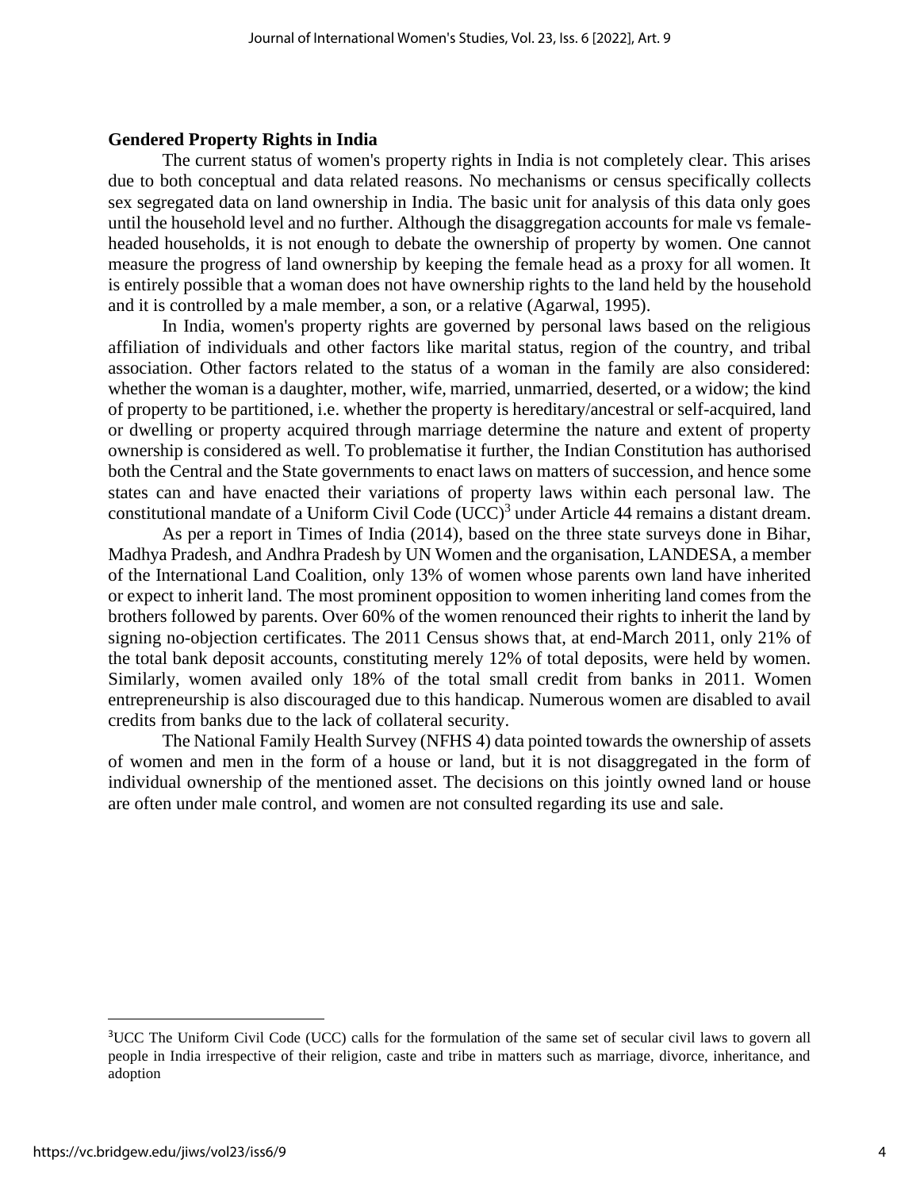## Gendered Property Rights in India

The current status of women's property rights in India is not completely clear. This arises due to both conceptual and data related reasons. No mechanisms or census specifically collects sex segregated data on land ownership in India. The basic unit for analysis of this data only goes until the household level and no further. Although the disaggregation accounts for male vs female-headed households, it is not enough to debate the ownership of property by women. One cannot measure the progress of land ownership by keeping the female head as a proxy for all women. It is entirely possible that a woman does not have ownership rights to the land held by the household and it is controlled by a male member, a son, or a relative (Agarwal, 1995).

In India, women's property rights are governed by personal laws based on the religious affiliation of individuals and other factors like marital status, region of the country, and tribal association. Other factors related to the status of a woman in the family are also considered: whether the woman is a daughter, mother, wife, married, unmarried, deserted, or a widow; the kind of property to be partitioned, i.e. whether the property is hereditary/ancestral or self-acquired, land or dwelling or property acquired through marriage determine the nature and extent of property ownership is considered as well. To problematise it further, the Indian Constitution has authorised both the Central and the State governments to enact laws on matters of succession, and hence some states can and have enacted their variations of property laws within each personal law. The constitutional mandate of a Uniform Civil Code (UCC)[3] under Article 44 remains a distant dream.

As per a report in Times of India (2014), based on the three state surveys done in Bihar, Madhya Pradesh, and Andhra Pradesh by UN Women and the organisation, LANDESA, a member of the International Land Coalition, only 13% of women whose parents own land have inherited or expect to inherit land. The most prominent opposition to women inheriting land comes from the brothers followed by parents. Over 60% of the women renounced their rights to inherit the land by signing no-objection certificates. The 2011 Census shows that, at end-March 2011, only 21% of the total bank deposit accounts, constituting merely 12% of total deposits, were held by women. Similarly, women availed only 18% of the total small credit from banks in 2011. Women entrepreneurship is also discouraged due to this handicap. Numerous women are disabled to avail credits from banks due to the lack of collateral security.

The National Family Health Survey (NFHS 4) data pointed towards the ownership of assets of women and men in the form of a house or land, but it is not disaggregated in the form of individual ownership of the mentioned asset. The decisions on this jointly owned land or house are often under male control, and women are not consulted regarding its use and sale.

---

[3]UCC The Uniform Civil Code (UCC) calls for the formulation of the same set of secular civil laws to govern all people in India irrespective of their religion, caste and tribe in matters such as marriage, divorce, inheritance, and adoption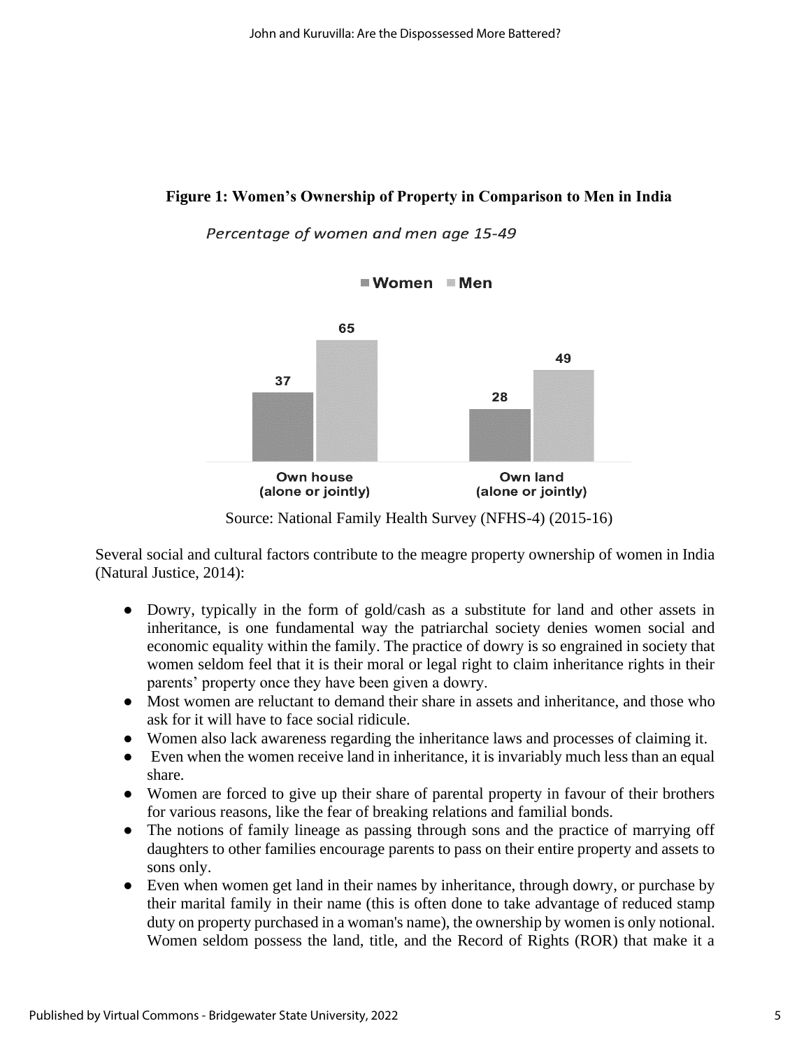**Figure 1: Women's Ownership of Property in Comparison to Men in India**

*Percentage of women and men age 15-49*

| | Women | Men |
|---|---|---|
| Own house (alone or jointly) | 37 | 65 |
| Own land (alone or jointly) | 28 | 49 |

Source: National Family Health Survey (NFHS-4) (2015-16)

Several social and cultural factors contribute to the meagre property ownership of women in India (Natural Justice, 2014):

- Dowry, typically in the form of gold/cash as a substitute for land and other assets in inheritance, is one fundamental way the patriarchal society denies women social and economic equality within the family. The practice of dowry is so engrained in society that women seldom feel that it is their moral or legal right to claim inheritance rights in their parents' property once they have been given a dowry.
- Most women are reluctant to demand their share in assets and inheritance, and those who ask for it will have to face social ridicule.
- Women also lack awareness regarding the inheritance laws and processes of claiming it.
- Even when the women receive land in inheritance, it is invariably much less than an equal share.
- Women are forced to give up their share of parental property in favour of their brothers for various reasons, like the fear of breaking relations and familial bonds.
- The notions of family lineage as passing through sons and the practice of marrying off daughters to other families encourage parents to pass on their entire property and assets to sons only.
- Even when women get land in their names by inheritance, through dowry, or purchase by their marital family in their name (this is often done to take advantage of reduced stamp duty on property purchased in a woman's name), the ownership by women is only notional. Women seldom possess the land, title, and the Record of Rights (ROR) that make it a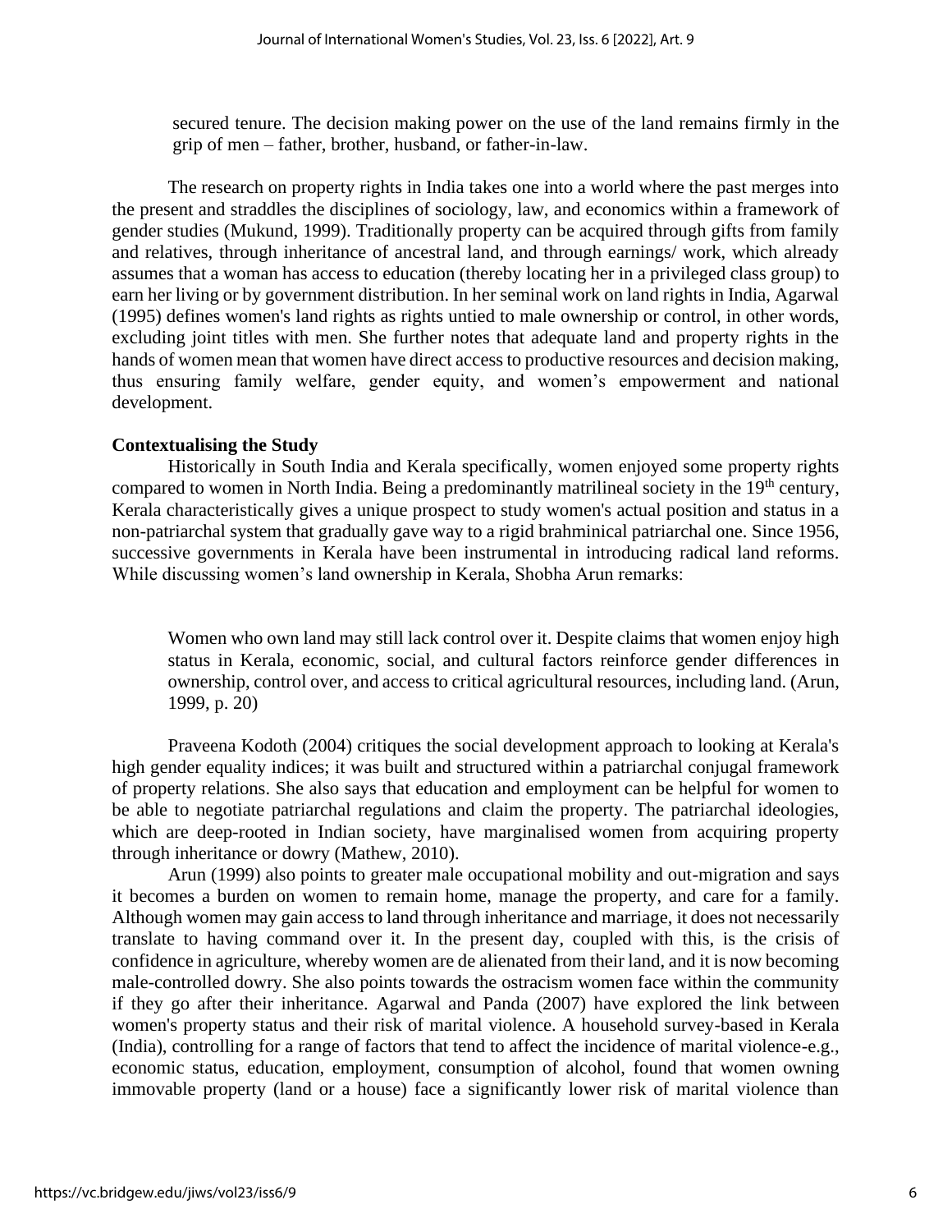> secured tenure. The decision making power on the use of the land remains firmly in the grip of men – father, brother, husband, or father-in-law.

The research on property rights in India takes one into a world where the past merges into the present and straddles the disciplines of sociology, law, and economics within a framework of gender studies (Mukund, 1999). Traditionally property can be acquired through gifts from family and relatives, through inheritance of ancestral land, and through earnings/ work, which already assumes that a woman has access to education (thereby locating her in a privileged class group) to earn her living or by government distribution. In her seminal work on land rights in India, Agarwal (1995) defines women's land rights as rights untied to male ownership or control, in other words, excluding joint titles with men. She further notes that adequate land and property rights in the hands of women mean that women have direct access to productive resources and decision making, thus ensuring family welfare, gender equity, and women's empowerment and national development.

**Contextualising the Study**

Historically in South India and Kerala specifically, women enjoyed some property rights compared to women in North India. Being a predominantly matrilineal society in the 19th century, Kerala characteristically gives a unique prospect to study women's actual position and status in a non-patriarchal system that gradually gave way to a rigid brahminical patriarchal one. Since 1956, successive governments in Kerala have been instrumental in introducing radical land reforms. While discussing women's land ownership in Kerala, Shobha Arun remarks:

> Women who own land may still lack control over it. Despite claims that women enjoy high status in Kerala, economic, social, and cultural factors reinforce gender differences in ownership, control over, and access to critical agricultural resources, including land. (Arun, 1999, p. 20)

Praveena Kodoth (2004) critiques the social development approach to looking at Kerala's high gender equality indices; it was built and structured within a patriarchal conjugal framework of property relations. She also says that education and employment can be helpful for women to be able to negotiate patriarchal regulations and claim the property. The patriarchal ideologies, which are deep-rooted in Indian society, have marginalised women from acquiring property through inheritance or dowry (Mathew, 2010).

Arun (1999) also points to greater male occupational mobility and out-migration and says it becomes a burden on women to remain home, manage the property, and care for a family. Although women may gain access to land through inheritance and marriage, it does not necessarily translate to having command over it. In the present day, coupled with this, is the crisis of confidence in agriculture, whereby women are de alienated from their land, and it is now becoming male-controlled dowry. She also points towards the ostracism women face within the community if they go after their inheritance. Agarwal and Panda (2007) have explored the link between women's property status and their risk of marital violence. A household survey-based in Kerala (India), controlling for a range of factors that tend to affect the incidence of marital violence-e.g., economic status, education, employment, consumption of alcohol, found that women owning immovable property (land or a house) face a significantly lower risk of marital violence than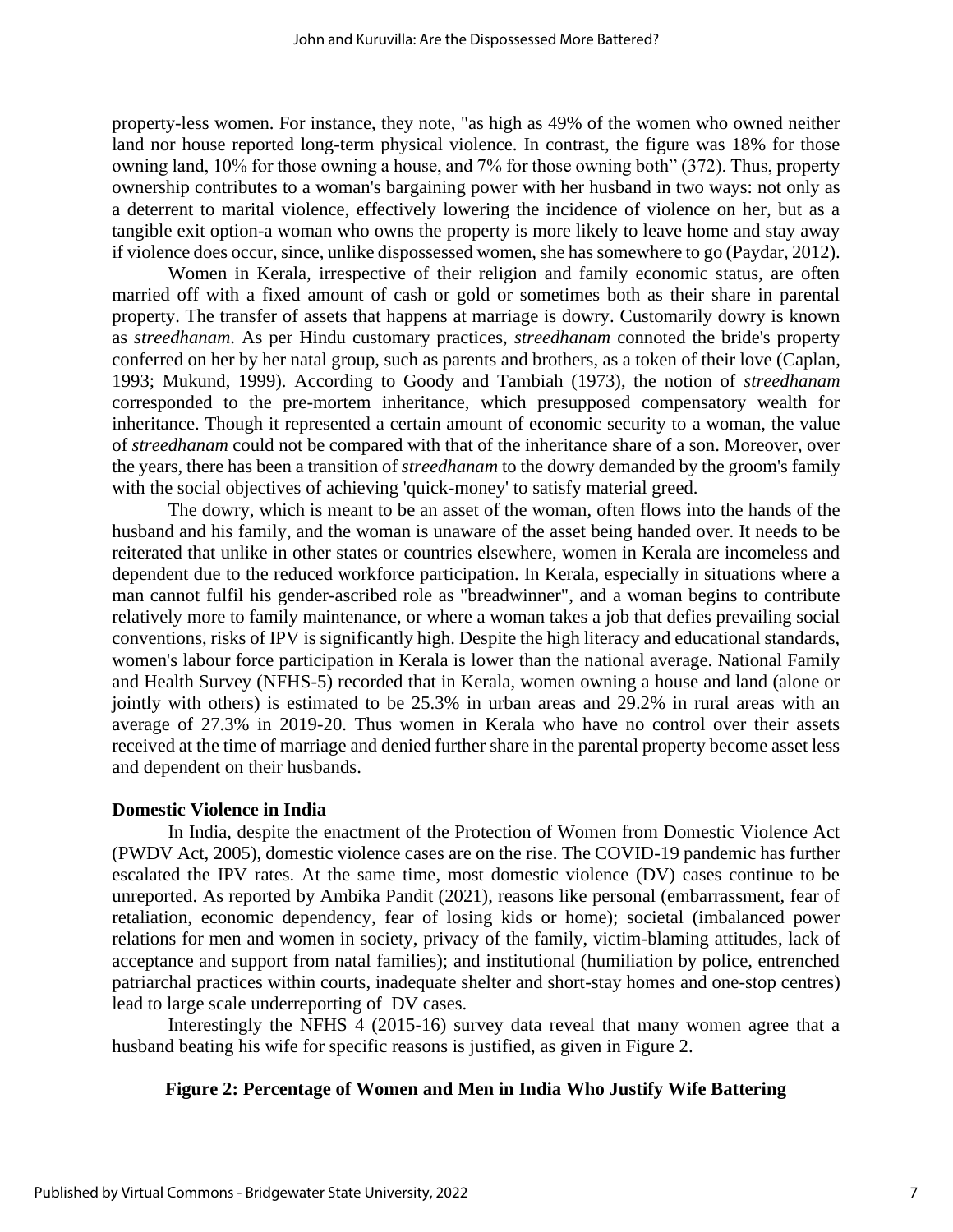property-less women. For instance, they note, "as high as 49% of the women who owned neither land nor house reported long-term physical violence. In contrast, the figure was 18% for those owning land, 10% for those owning a house, and 7% for those owning both" (372). Thus, property ownership contributes to a woman's bargaining power with her husband in two ways: not only as a deterrent to marital violence, effectively lowering the incidence of violence on her, but as a tangible exit option-a woman who owns the property is more likely to leave home and stay away if violence does occur, since, unlike dispossessed women, she has somewhere to go (Paydar, 2012).

Women in Kerala, irrespective of their religion and family economic status, are often married off with a fixed amount of cash or gold or sometimes both as their share in parental property. The transfer of assets that happens at marriage is dowry. Customarily dowry is known as *streedhanam*. As per Hindu customary practices, *streedhanam* connoted the bride's property conferred on her by her natal group, such as parents and brothers, as a token of their love (Caplan, 1993; Mukund, 1999). According to Goody and Tambiah (1973), the notion of *streedhanam* corresponded to the pre-mortem inheritance, which presupposed compensatory wealth for inheritance. Though it represented a certain amount of economic security to a woman, the value of *streedhanam* could not be compared with that of the inheritance share of a son. Moreover, over the years, there has been a transition of *streedhanam* to the dowry demanded by the groom's family with the social objectives of achieving 'quick-money' to satisfy material greed.

The dowry, which is meant to be an asset of the woman, often flows into the hands of the husband and his family, and the woman is unaware of the asset being handed over. It needs to be reiterated that unlike in other states or countries elsewhere, women in Kerala are incomeless and dependent due to the reduced workforce participation. In Kerala, especially in situations where a man cannot fulfil his gender-ascribed role as "breadwinner", and a woman begins to contribute relatively more to family maintenance, or where a woman takes a job that defies prevailing social conventions, risks of IPV is significantly high. Despite the high literacy and educational standards, women's labour force participation in Kerala is lower than the national average. National Family and Health Survey (NFHS-5) recorded that in Kerala, women owning a house and land (alone or jointly with others) is estimated to be 25.3% in urban areas and 29.2% in rural areas with an average of 27.3% in 2019-20. Thus women in Kerala who have no control over their assets received at the time of marriage and denied further share in the parental property become asset less and dependent on their husbands.

**Domestic Violence in India**

In India, despite the enactment of the Protection of Women from Domestic Violence Act (PWDV Act, 2005), domestic violence cases are on the rise. The COVID-19 pandemic has further escalated the IPV rates. At the same time, most domestic violence (DV) cases continue to be unreported. As reported by Ambika Pandit (2021), reasons like personal (embarrassment, fear of retaliation, economic dependency, fear of losing kids or home); societal (imbalanced power relations for men and women in society, privacy of the family, victim-blaming attitudes, lack of acceptance and support from natal families); and institutional (humiliation by police, entrenched patriarchal practices within courts, inadequate shelter and short-stay homes and one-stop centres) lead to large scale underreporting of DV cases.

Interestingly the NFHS 4 (2015-16) survey data reveal that many women agree that a husband beating his wife for specific reasons is justified, as given in Figure 2.

**Figure 2: Percentage of Women and Men in India Who Justify Wife Battering**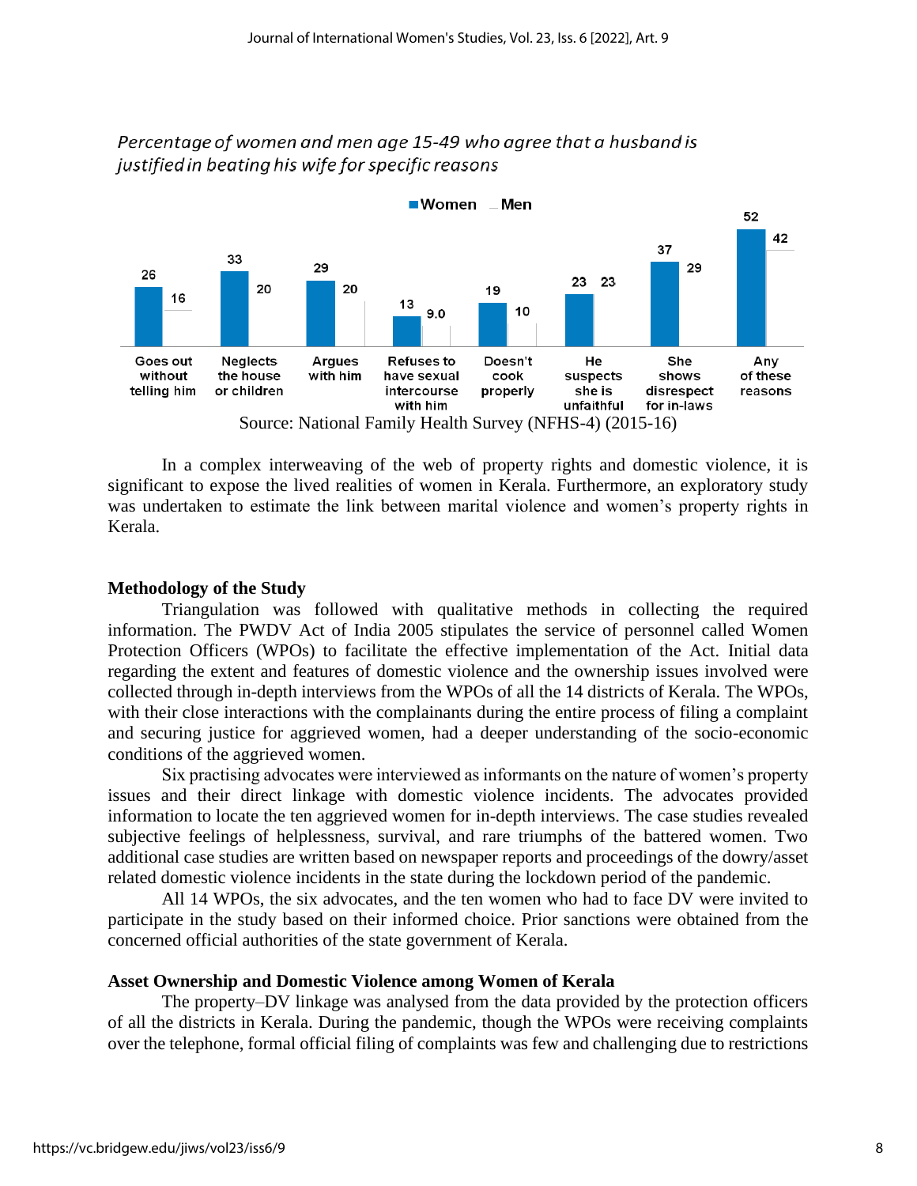*Percentage of women and men age 15-49 who agree that a husband is justified in beating his wife for specific reasons*

| | Women | Men |
|---|---|---|
| Goes out without telling him | 26 | 16 |
| Neglects the house or children | 33 | 20 |
| Argues with him | 29 | 20 |
| Refuses to have sexual intercourse with him | 13 | 9.0 |
| Doesn't cook properly | 19 | 10 |
| He suspects she is unfaithful | 23 | 23 |
| She shows disrespect for in-laws | 37 | 29 |
| Any of these reasons | 52 | 42 |

Source: National Family Health Survey (NFHS-4) (2015-16)

In a complex interweaving of the web of property rights and domestic violence, it is significant to expose the lived realities of women in Kerala. Furthermore, an exploratory study was undertaken to estimate the link between marital violence and women's property rights in Kerala.

## Methodology of the Study

Triangulation was followed with qualitative methods in collecting the required information. The PWDV Act of India 2005 stipulates the service of personnel called Women Protection Officers (WPOs) to facilitate the effective implementation of the Act. Initial data regarding the extent and features of domestic violence and the ownership issues involved were collected through in-depth interviews from the WPOs of all the 14 districts of Kerala. The WPOs, with their close interactions with the complainants during the entire process of filing a complaint and securing justice for aggrieved women, had a deeper understanding of the socio-economic conditions of the aggrieved women.

Six practising advocates were interviewed as informants on the nature of women's property issues and their direct linkage with domestic violence incidents. The advocates provided information to locate the ten aggrieved women for in-depth interviews. The case studies revealed subjective feelings of helplessness, survival, and rare triumphs of the battered women. Two additional case studies are written based on newspaper reports and proceedings of the dowry/asset related domestic violence incidents in the state during the lockdown period of the pandemic.

All 14 WPOs, the six advocates, and the ten women who had to face DV were invited to participate in the study based on their informed choice. Prior sanctions were obtained from the concerned official authorities of the state government of Kerala.

## Asset Ownership and Domestic Violence among Women of Kerala

The property–DV linkage was analysed from the data provided by the protection officers of all the districts in Kerala. During the pandemic, though the WPOs were receiving complaints over the telephone, formal official filing of complaints was few and challenging due to restrictions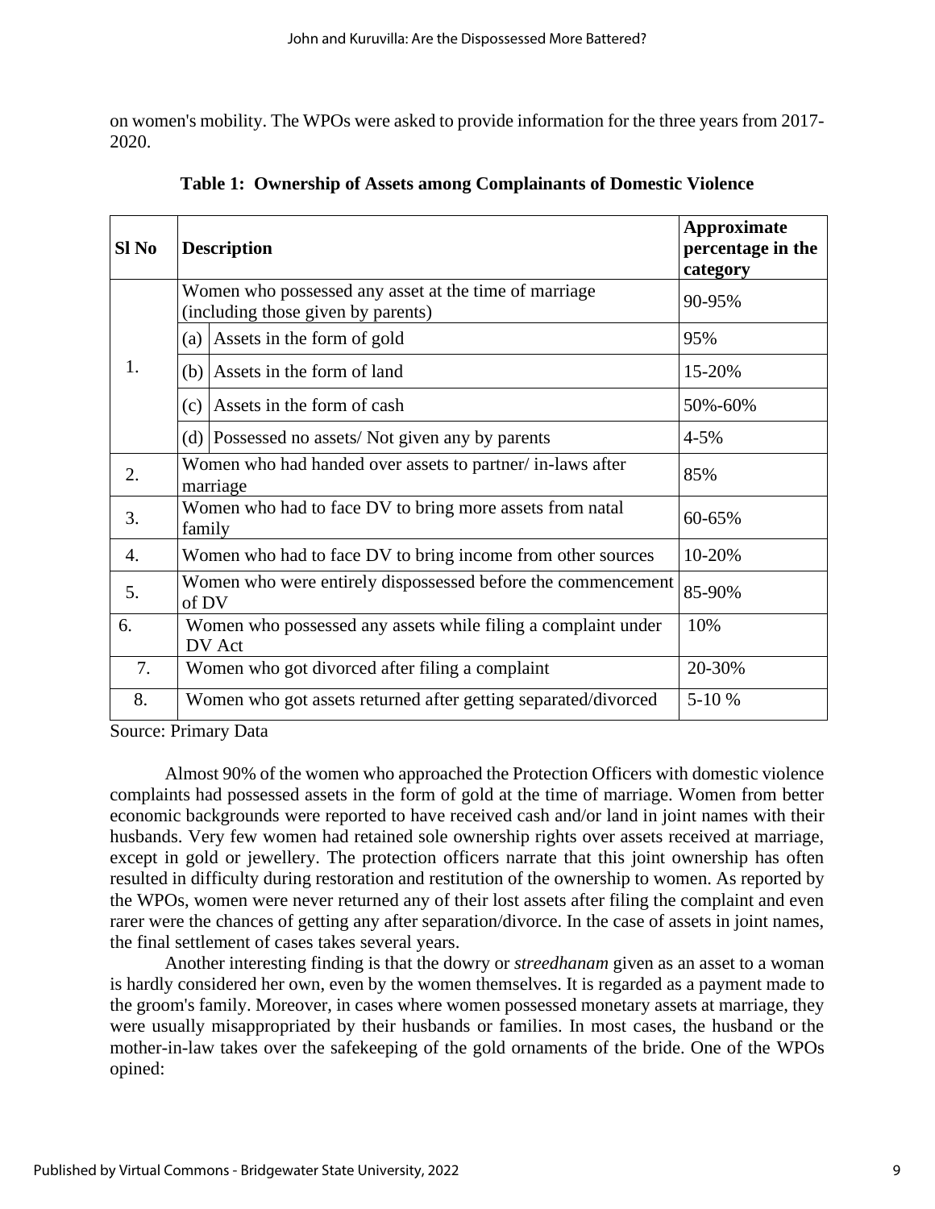on women's mobility. The WPOs were asked to provide information for the three years from 2017-2020.

**Table 1: Ownership of Assets among Complainants of Domestic Violence**

| Sl No | Description | | Approximate percentage in the category |
|---|---|---|---|
| 1. | Women who possessed any asset at the time of marriage (including those given by parents) | | 90-95% |
| | (a) | Assets in the form of gold | 95% |
| | (b) | Assets in the form of land | 15-20% |
| | (c) | Assets in the form of cash | 50%-60% |
| | (d) | Possessed no assets/ Not given any by parents | 4-5% |
| 2. | Women who had handed over assets to partner/ in-laws after marriage | | 85% |
| 3. | Women who had to face DV to bring more assets from natal family | | 60-65% |
| 4. | Women who had to face DV to bring income from other sources | | 10-20% |
| 5. | Women who were entirely dispossessed before the commencement of DV | | 85-90% |
| 6. | Women who possessed any assets while filing a complaint under DV Act | | 10% |
| 7. | Women who got divorced after filing a complaint | | 20-30% |
| 8. | Women who got assets returned after getting separated/divorced | | 5-10 % |

Source: Primary Data

Almost 90% of the women who approached the Protection Officers with domestic violence complaints had possessed assets in the form of gold at the time of marriage. Women from better economic backgrounds were reported to have received cash and/or land in joint names with their husbands. Very few women had retained sole ownership rights over assets received at marriage, except in gold or jewellery. The protection officers narrate that this joint ownership has often resulted in difficulty during restoration and restitution of the ownership to women. As reported by the WPOs, women were never returned any of their lost assets after filing the complaint and even rarer were the chances of getting any after separation/divorce. In the case of assets in joint names, the final settlement of cases takes several years.

Another interesting finding is that the dowry or *streedhanam* given as an asset to a woman is hardly considered her own, even by the women themselves. It is regarded as a payment made to the groom's family. Moreover, in cases where women possessed monetary assets at marriage, they were usually misappropriated by their husbands or families. In most cases, the husband or the mother-in-law takes over the safekeeping of the gold ornaments of the bride. One of the WPOs opined: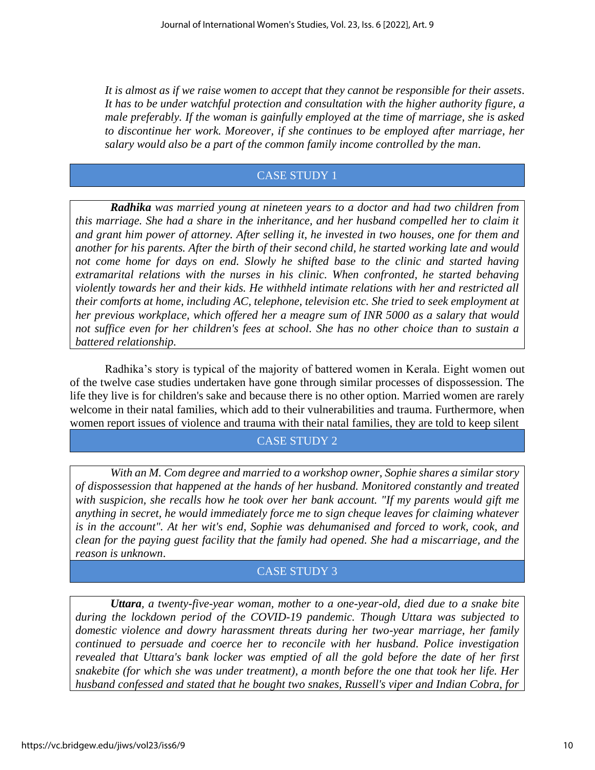*It is almost as if we raise women to accept that they cannot be responsible for their assets. It has to be under watchful protection and consultation with the higher authority figure, a male preferably. If the woman is gainfully employed at the time of marriage, she is asked to discontinue her work. Moreover, if she continues to be employed after marriage, her salary would also be a part of the common family income controlled by the man.*

## CASE STUDY 1

***Radhika*** *was married young at nineteen years to a doctor and had two children from this marriage. She had a share in the inheritance, and her husband compelled her to claim it and grant him power of attorney. After selling it, he invested in two houses, one for them and another for his parents. After the birth of their second child, he started working late and would not come home for days on end. Slowly he shifted base to the clinic and started having extramarital relations with the nurses in his clinic. When confronted, he started behaving violently towards her and their kids. He withheld intimate relations with her and restricted all their comforts at home, including AC, telephone, television etc. She tried to seek employment at her previous workplace, which offered her a meagre sum of INR 5000 as a salary that would not suffice even for her children's fees at school. She has no other choice than to sustain a battered relationship.*

Radhika's story is typical of the majority of battered women in Kerala. Eight women out of the twelve case studies undertaken have gone through similar processes of dispossession. The life they live is for children's sake and because there is no other option. Married women are rarely welcome in their natal families, which add to their vulnerabilities and trauma. Furthermore, when women report issues of violence and trauma with their natal families, they are told to keep silent

## CASE STUDY 2

*With an M. Com degree and married to a workshop owner, Sophie shares a similar story of dispossession that happened at the hands of her husband. Monitored constantly and treated with suspicion, she recalls how he took over her bank account. "If my parents would gift me anything in secret, he would immediately force me to sign cheque leaves for claiming whatever is in the account". At her wit's end, Sophie was dehumanised and forced to work, cook, and clean for the paying guest facility that the family had opened. She had a miscarriage, and the reason is unknown.*

## CASE STUDY 3

***Uttara****, a twenty-five-year woman, mother to a one-year-old, died due to a snake bite during the lockdown period of the COVID-19 pandemic. Though Uttara was subjected to domestic violence and dowry harassment threats during her two-year marriage, her family continued to persuade and coerce her to reconcile with her husband. Police investigation revealed that Uttara's bank locker was emptied of all the gold before the date of her first snakebite (for which she was under treatment), a month before the one that took her life. Her husband confessed and stated that he bought two snakes, Russell's viper and Indian Cobra, for*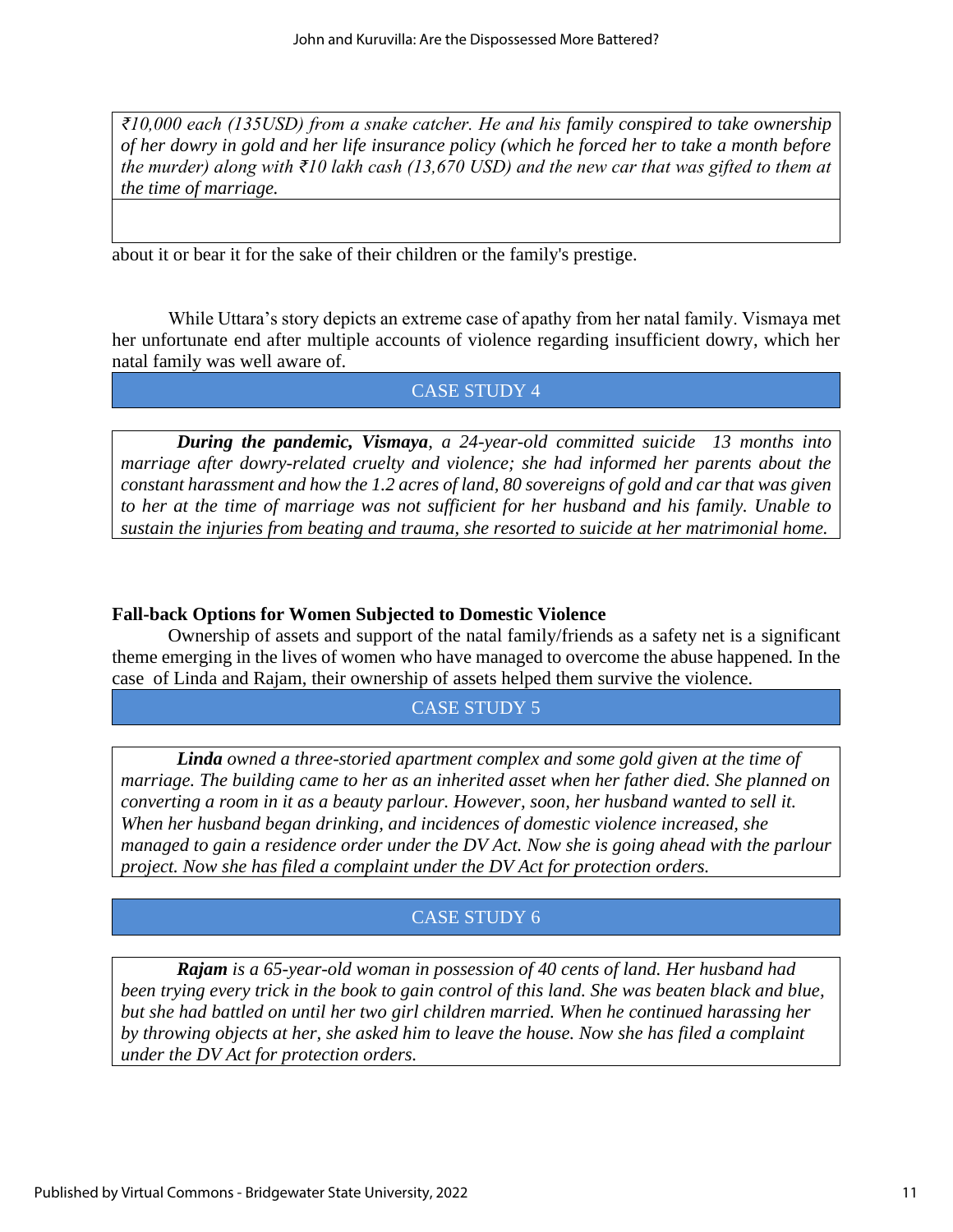*₹10,000 each (135USD) from a snake catcher. He and his family conspired to take ownership of her dowry in gold and her life insurance policy (which he forced her to take a month before the murder) along with ₹10 lakh cash (13,670 USD) and the new car that was gifted to them at the time of marriage.*

about it or bear it for the sake of their children or the family's prestige.

While Uttara's story depicts an extreme case of apathy from her natal family. Vismaya met her unfortunate end after multiple accounts of violence regarding insufficient dowry, which her natal family was well aware of.

CASE STUDY 4

***During the pandemic, Vismaya**, a 24-year-old committed suicide 13 months into marriage after dowry-related cruelty and violence; she had informed her parents about the constant harassment and how the 1.2 acres of land, 80 sovereigns of gold and car that was given to her at the time of marriage was not sufficient for her husband and his family. Unable to sustain the injuries from beating and trauma, she resorted to suicide at her matrimonial home.*

### Fall-back Options for Women Subjected to Domestic Violence

Ownership of assets and support of the natal family/friends as a safety net is a significant theme emerging in the lives of women who have managed to overcome the abuse happened. In the case of Linda and Rajam, their ownership of assets helped them survive the violence.

CASE STUDY 5

***Linda** owned a three-storied apartment complex and some gold given at the time of marriage. The building came to her as an inherited asset when her father died. She planned on converting a room in it as a beauty parlour. However, soon, her husband wanted to sell it. When her husband began drinking, and incidences of domestic violence increased, she managed to gain a residence order under the DV Act. Now she is going ahead with the parlour project. Now she has filed a complaint under the DV Act for protection orders.*

CASE STUDY 6

***Rajam** is a 65-year-old woman in possession of 40 cents of land. Her husband had been trying every trick in the book to gain control of this land. She was beaten black and blue, but she had battled on until her two girl children married. When he continued harassing her by throwing objects at her, she asked him to leave the house. Now she has filed a complaint under the DV Act for protection orders.*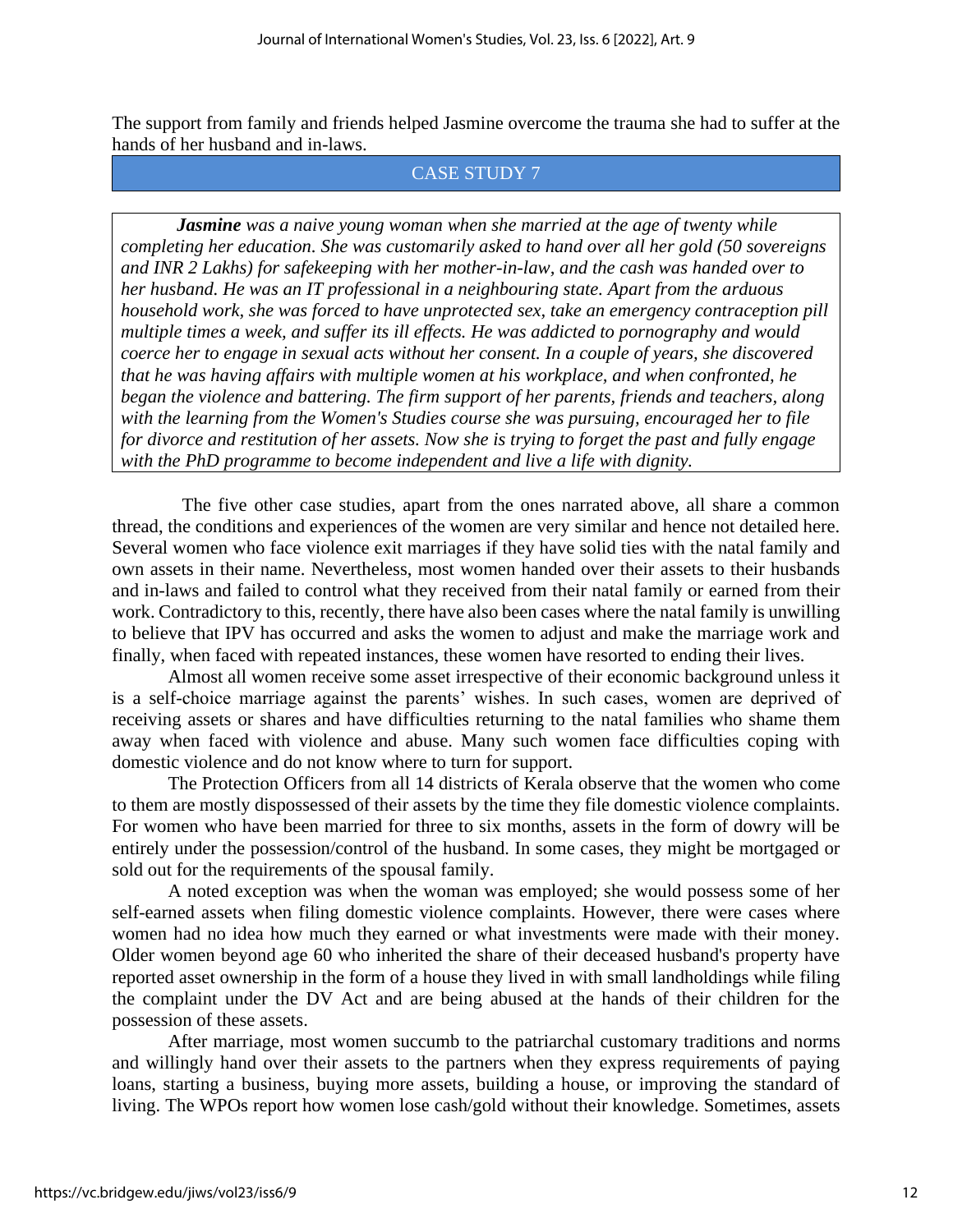The support from family and friends helped Jasmine overcome the trauma she had to suffer at the hands of her husband and in-laws.

### CASE STUDY 7

***Jasmine*** *was a naive young woman when she married at the age of twenty while completing her education. She was customarily asked to hand over all her gold (50 sovereigns and INR 2 Lakhs) for safekeeping with her mother-in-law, and the cash was handed over to her husband. He was an IT professional in a neighbouring state. Apart from the arduous household work, she was forced to have unprotected sex, take an emergency contraception pill multiple times a week, and suffer its ill effects. He was addicted to pornography and would coerce her to engage in sexual acts without her consent. In a couple of years, she discovered that he was having affairs with multiple women at his workplace, and when confronted, he began the violence and battering. The firm support of her parents, friends and teachers, along with the learning from the Women's Studies course she was pursuing, encouraged her to file for divorce and restitution of her assets. Now she is trying to forget the past and fully engage with the PhD programme to become independent and live a life with dignity.*

The five other case studies, apart from the ones narrated above, all share a common thread, the conditions and experiences of the women are very similar and hence not detailed here. Several women who face violence exit marriages if they have solid ties with the natal family and own assets in their name. Nevertheless, most women handed over their assets to their husbands and in-laws and failed to control what they received from their natal family or earned from their work. Contradictory to this, recently, there have also been cases where the natal family is unwilling to believe that IPV has occurred and asks the women to adjust and make the marriage work and finally, when faced with repeated instances, these women have resorted to ending their lives.

Almost all women receive some asset irrespective of their economic background unless it is a self-choice marriage against the parents' wishes. In such cases, women are deprived of receiving assets or shares and have difficulties returning to the natal families who shame them away when faced with violence and abuse. Many such women face difficulties coping with domestic violence and do not know where to turn for support.

The Protection Officers from all 14 districts of Kerala observe that the women who come to them are mostly dispossessed of their assets by the time they file domestic violence complaints. For women who have been married for three to six months, assets in the form of dowry will be entirely under the possession/control of the husband. In some cases, they might be mortgaged or sold out for the requirements of the spousal family.

A noted exception was when the woman was employed; she would possess some of her self-earned assets when filing domestic violence complaints. However, there were cases where women had no idea how much they earned or what investments were made with their money. Older women beyond age 60 who inherited the share of their deceased husband's property have reported asset ownership in the form of a house they lived in with small landholdings while filing the complaint under the DV Act and are being abused at the hands of their children for the possession of these assets.

After marriage, most women succumb to the patriarchal customary traditions and norms and willingly hand over their assets to the partners when they express requirements of paying loans, starting a business, buying more assets, building a house, or improving the standard of living. The WPOs report how women lose cash/gold without their knowledge. Sometimes, assets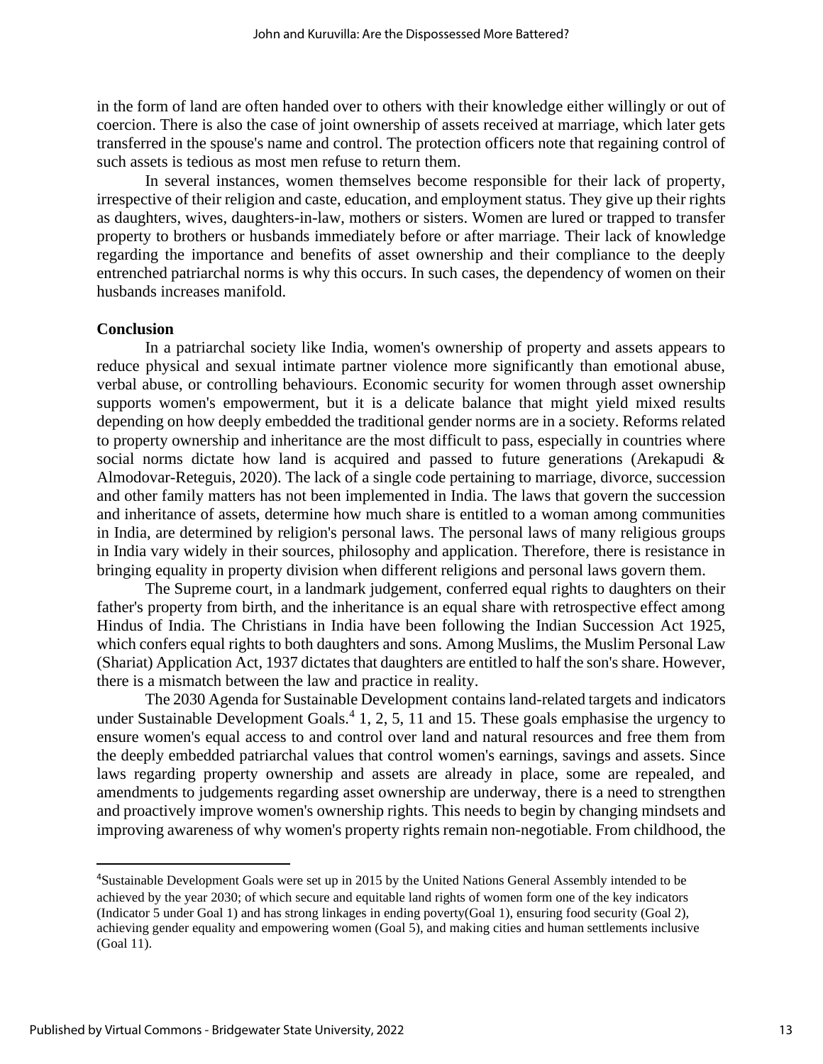in the form of land are often handed over to others with their knowledge either willingly or out of coercion. There is also the case of joint ownership of assets received at marriage, which later gets transferred in the spouse's name and control. The protection officers note that regaining control of such assets is tedious as most men refuse to return them.

In several instances, women themselves become responsible for their lack of property, irrespective of their religion and caste, education, and employment status. They give up their rights as daughters, wives, daughters-in-law, mothers or sisters. Women are lured or trapped to transfer property to brothers or husbands immediately before or after marriage. Their lack of knowledge regarding the importance and benefits of asset ownership and their compliance to the deeply entrenched patriarchal norms is why this occurs. In such cases, the dependency of women on their husbands increases manifold.

**Conclusion**

In a patriarchal society like India, women's ownership of property and assets appears to reduce physical and sexual intimate partner violence more significantly than emotional abuse, verbal abuse, or controlling behaviours. Economic security for women through asset ownership supports women's empowerment, but it is a delicate balance that might yield mixed results depending on how deeply embedded the traditional gender norms are in a society. Reforms related to property ownership and inheritance are the most difficult to pass, especially in countries where social norms dictate how land is acquired and passed to future generations (Arekapudi & Almodovar-Reteguis, 2020). The lack of a single code pertaining to marriage, divorce, succession and other family matters has not been implemented in India. The laws that govern the succession and inheritance of assets, determine how much share is entitled to a woman among communities in India, are determined by religion's personal laws. The personal laws of many religious groups in India vary widely in their sources, philosophy and application. Therefore, there is resistance in bringing equality in property division when different religions and personal laws govern them.

The Supreme court, in a landmark judgement, conferred equal rights to daughters on their father's property from birth, and the inheritance is an equal share with retrospective effect among Hindus of India. The Christians in India have been following the Indian Succession Act 1925, which confers equal rights to both daughters and sons. Among Muslims, the Muslim Personal Law (Shariat) Application Act, 1937 dictates that daughters are entitled to half the son's share. However, there is a mismatch between the law and practice in reality.

The 2030 Agenda for Sustainable Development contains land-related targets and indicators under Sustainable Development Goals.[4] 1, 2, 5, 11 and 15. These goals emphasise the urgency to ensure women's equal access to and control over land and natural resources and free them from the deeply embedded patriarchal values that control women's earnings, savings and assets. Since laws regarding property ownership and assets are already in place, some are repealed, and amendments to judgements regarding asset ownership are underway, there is a need to strengthen and proactively improve women's ownership rights. This needs to begin by changing mindsets and improving awareness of why women's property rights remain non-negotiable. From childhood, the

---

[4]Sustainable Development Goals were set up in 2015 by the United Nations General Assembly intended to be achieved by the year 2030; of which secure and equitable land rights of women form one of the key indicators (Indicator 5 under Goal 1) and has strong linkages in ending poverty(Goal 1), ensuring food security (Goal 2), achieving gender equality and empowering women (Goal 5), and making cities and human settlements inclusive (Goal 11).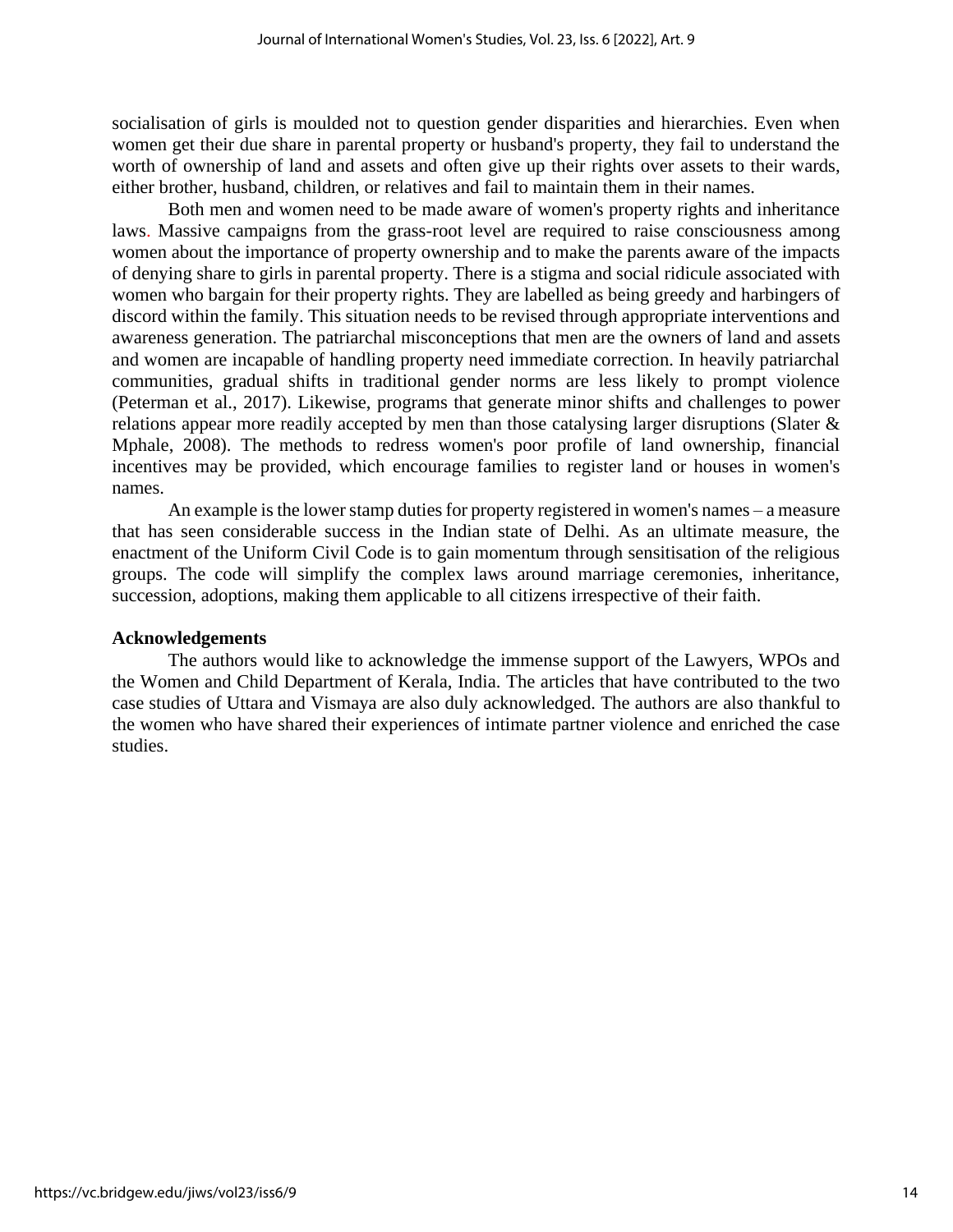socialisation of girls is moulded not to question gender disparities and hierarchies. Even when women get their due share in parental property or husband's property, they fail to understand the worth of ownership of land and assets and often give up their rights over assets to their wards, either brother, husband, children, or relatives and fail to maintain them in their names.

Both men and women need to be made aware of women's property rights and inheritance laws. Massive campaigns from the grass-root level are required to raise consciousness among women about the importance of property ownership and to make the parents aware of the impacts of denying share to girls in parental property. There is a stigma and social ridicule associated with women who bargain for their property rights. They are labelled as being greedy and harbingers of discord within the family. This situation needs to be revised through appropriate interventions and awareness generation. The patriarchal misconceptions that men are the owners of land and assets and women are incapable of handling property need immediate correction. In heavily patriarchal communities, gradual shifts in traditional gender norms are less likely to prompt violence (Peterman et al., 2017). Likewise, programs that generate minor shifts and challenges to power relations appear more readily accepted by men than those catalysing larger disruptions (Slater & Mphale, 2008). The methods to redress women's poor profile of land ownership, financial incentives may be provided, which encourage families to register land or houses in women's names.

An example is the lower stamp duties for property registered in women's names – a measure that has seen considerable success in the Indian state of Delhi. As an ultimate measure, the enactment of the Uniform Civil Code is to gain momentum through sensitisation of the religious groups. The code will simplify the complex laws around marriage ceremonies, inheritance, succession, adoptions, making them applicable to all citizens irrespective of their faith.

**Acknowledgements**

The authors would like to acknowledge the immense support of the Lawyers, WPOs and the Women and Child Department of Kerala, India. The articles that have contributed to the two case studies of Uttara and Vismaya are also duly acknowledged. The authors are also thankful to the women who have shared their experiences of intimate partner violence and enriched the case studies.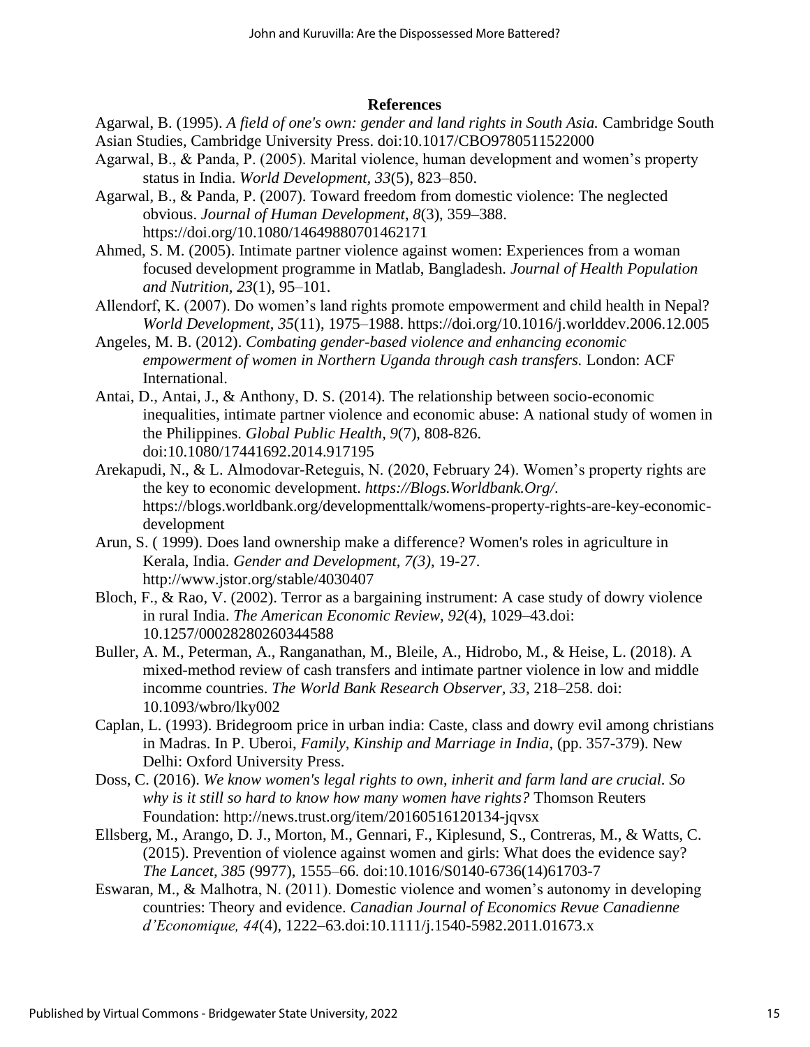## References

Agarwal, B. (1995). *A field of one's own: gender and land rights in South Asia.* Cambridge South Asian Studies, Cambridge University Press. doi:10.1017/CBO9780511522000

Agarwal, B., & Panda, P. (2005). Marital violence, human development and women's property status in India. *World Development*, *33*(5), 823–850.

Agarwal, B., & Panda, P. (2007). Toward freedom from domestic violence: The neglected obvious. *Journal of Human Development*, *8*(3), 359–388. https://doi.org/10.1080/14649880701462171

Ahmed, S. M. (2005). Intimate partner violence against women: Experiences from a woman focused development programme in Matlab, Bangladesh. *Journal of Health Population and Nutrition, 23*(1), 95–101.

Allendorf, K. (2007). Do women's land rights promote empowerment and child health in Nepal? *World Development*, *35*(11), 1975–1988. https://doi.org/10.1016/j.worlddev.2006.12.005

Angeles, M. B. (2012). *Combating gender-based violence and enhancing economic empowerment of women in Northern Uganda through cash transfers.* London: ACF International.

Antai, D., Antai, J., & Anthony, D. S. (2014). The relationship between socio-economic inequalities, intimate partner violence and economic abuse: A national study of women in the Philippines. *Global Public Health, 9*(7), 808-826. doi:10.1080/17441692.2014.917195

Arekapudi, N., & L. Almodovar-Reteguis, N. (2020, February 24). Women's property rights are the key to economic development. *https://Blogs.Worldbank.Org/*. https://blogs.worldbank.org/developmenttalk/womens-property-rights-are-key-economic-development

Arun, S. ( 1999). Does land ownership make a difference? Women's roles in agriculture in Kerala, India. *Gender and Development, 7(3)*, 19-27. http://www.jstor.org/stable/4030407

Bloch, F., & Rao, V. (2002). Terror as a bargaining instrument: A case study of dowry violence in rural India. *The American Economic Review, 92*(4), 1029–43.doi: 10.1257/00028280260344588

Buller, A. M., Peterman, A., Ranganathan, M., Bleile, A., Hidrobo, M., & Heise, L. (2018). A mixed-method review of cash transfers and intimate partner violence in low and middle incomme countries. *The World Bank Research Observer, 33*, 218–258. doi: 10.1093/wbro/lky002

Caplan, L. (1993). Bridegroom price in urban india: Caste, class and dowry evil among christians in Madras. In P. Uberoi, *Family, Kinship and Marriage in India,* (pp. 357-379). New Delhi: Oxford University Press.

Doss, C. (2016). *We know women's legal rights to own, inherit and farm land are crucial. So why is it still so hard to know how many women have rights?* Thomson Reuters Foundation: http://news.trust.org/item/20160516120134-jqvsx

Ellsberg, M., Arango, D. J., Morton, M., Gennari, F., Kiplesund, S., Contreras, M., & Watts, C. (2015). Prevention of violence against women and girls: What does the evidence say? *The Lancet, 385* (9977), 1555–66. doi:10.1016/S0140-6736(14)61703-7

Eswaran, M., & Malhotra, N. (2011). Domestic violence and women's autonomy in developing countries: Theory and evidence. *Canadian Journal of Economics Revue Canadienne d'Economique, 44*(4), 1222–63.doi:10.1111/j.1540-5982.2011.01673.x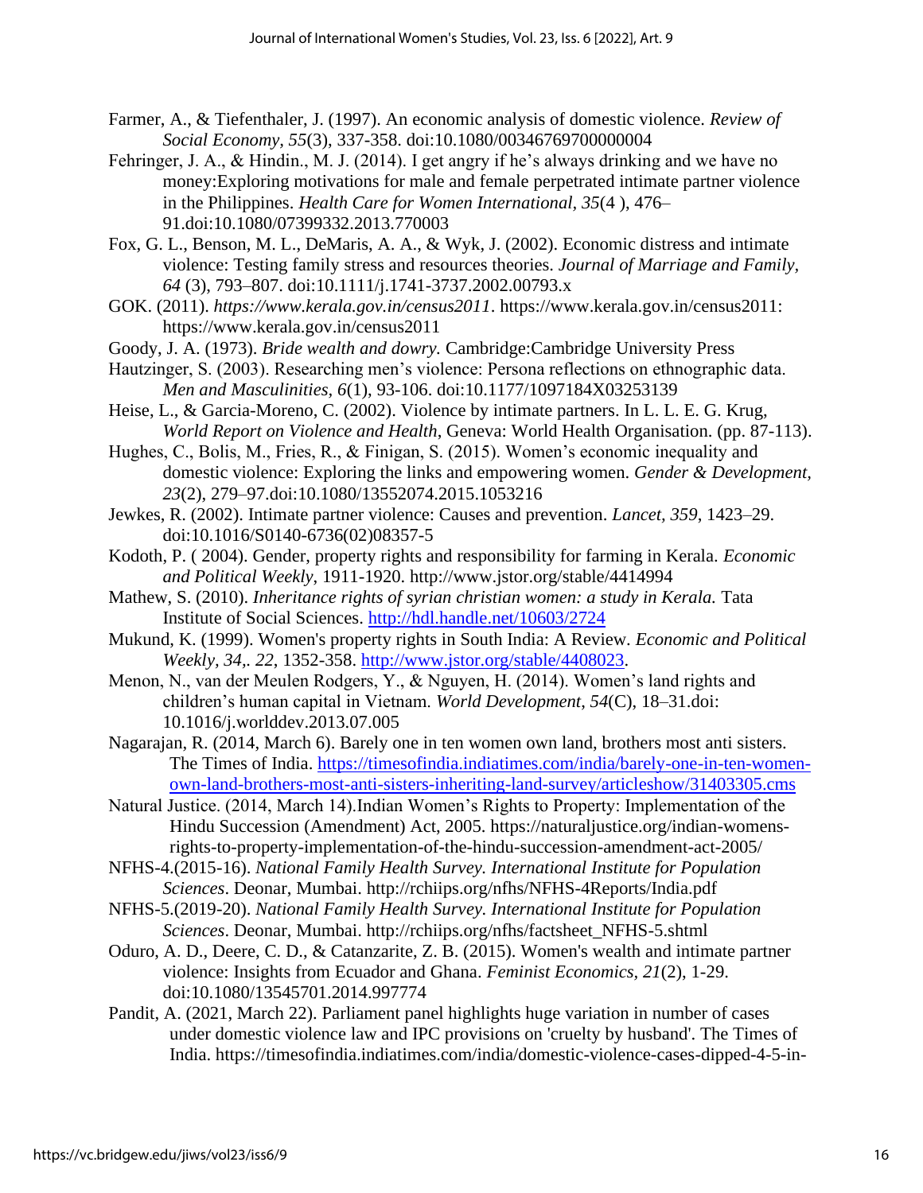Farmer, A., & Tiefenthaler, J. (1997). An economic analysis of domestic violence. *Review of Social Economy, 55*(3), 337-358. doi:10.1080/00346769700000004

Fehringer, J. A., & Hindin., M. J. (2014). I get angry if he's always drinking and we have no money:Exploring motivations for male and female perpetrated intimate partner violence in the Philippines. *Health Care for Women International, 35*(4 ), 476–91.doi:10.1080/07399332.2013.770003

Fox, G. L., Benson, M. L., DeMaris, A. A., & Wyk, J. (2002). Economic distress and intimate violence: Testing family stress and resources theories. *Journal of Marriage and Family, 64* (3), 793–807. doi:10.1111/j.1741-3737.2002.00793.x

GOK. (2011). *https://www.kerala.gov.in/census2011*. https://www.kerala.gov.in/census2011: https://www.kerala.gov.in/census2011

Goody, J. A. (1973). *Bride wealth and dowry.* Cambridge:Cambridge University Press

Hautzinger, S. (2003). Researching men's violence: Persona reflections on ethnographic data. *Men and Masculinities, 6*(1), 93-106. doi:10.1177/1097184X03253139

Heise, L., & Garcia-Moreno, C. (2002). Violence by intimate partners. In L. L. E. G. Krug, *World Report on Violence and Health*, Geneva: World Health Organisation. (pp. 87-113).

Hughes, C., Bolis, M., Fries, R., & Finigan, S. (2015). Women's economic inequality and domestic violence: Exploring the links and empowering women. *Gender & Development, 23*(2), 279–97.doi:10.1080/13552074.2015.1053216

Jewkes, R. (2002). Intimate partner violence: Causes and prevention. *Lancet, 359*, 1423–29. doi:10.1016/S0140-6736(02)08357-5

Kodoth, P. ( 2004). Gender, property rights and responsibility for farming in Kerala. *Economic and Political Weekly*, 1911-1920. http://www.jstor.org/stable/4414994

Mathew, S. (2010). *Inheritance rights of syrian christian women: a study in Kerala.* Tata Institute of Social Sciences. http://hdl.handle.net/10603/2724

Mukund, K. (1999). Women's property rights in South India: A Review. *Economic and Political Weekly, 34,. 22*, 1352-358. http://www.jstor.org/stable/4408023.

Menon, N., van der Meulen Rodgers, Y., & Nguyen, H. (2014). Women's land rights and children's human capital in Vietnam. *World Development*, *54*(C), 18–31.doi: 10.1016/j.worlddev.2013.07.005

Nagarajan, R. (2014, March 6). Barely one in ten women own land, brothers most anti sisters. The Times of India. https://timesofindia.indiatimes.com/india/barely-one-in-ten-women-own-land-brothers-most-anti-sisters-inheriting-land-survey/articleshow/31403305.cms

Natural Justice. (2014, March 14).Indian Women's Rights to Property: Implementation of the Hindu Succession (Amendment) Act, 2005. https://naturaljustice.org/indian-womens-rights-to-property-implementation-of-the-hindu-succession-amendment-act-2005/

NFHS-4.(2015-16). *National Family Health Survey. International Institute for Population Sciences*. Deonar, Mumbai. http://rchiips.org/nfhs/NFHS-4Reports/India.pdf

NFHS-5.(2019-20). *National Family Health Survey. International Institute for Population Sciences*. Deonar, Mumbai. http://rchiips.org/nfhs/factsheet_NFHS-5.shtml

Oduro, A. D., Deere, C. D., & Catanzarite, Z. B. (2015). Women's wealth and intimate partner violence: Insights from Ecuador and Ghana. *Feminist Economics, 21*(2), 1-29. doi:10.1080/13545701.2014.997774

Pandit, A. (2021, March 22). Parliament panel highlights huge variation in number of cases under domestic violence law and IPC provisions on 'cruelty by husband'. The Times of India. https://timesofindia.indiatimes.com/india/domestic-violence-cases-dipped-4-5-in-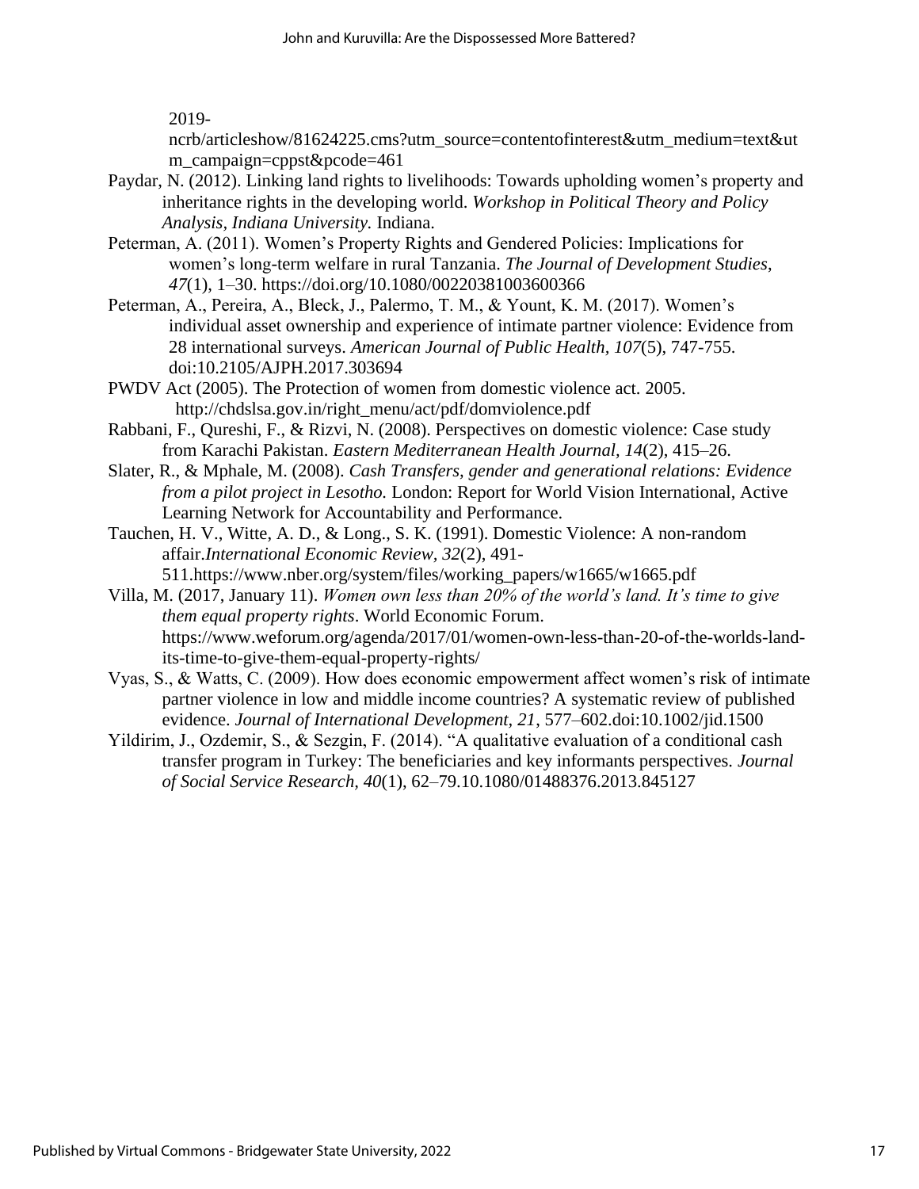2019-ncrb/articleshow/81624225.cms?utm_source=contentofinterest&utm_medium=text&utm_campaign=cppst&pcode=461

Paydar, N. (2012). Linking land rights to livelihoods: Towards upholding women's property and inheritance rights in the developing world. *Workshop in Political Theory and Policy Analysis, Indiana University.* Indiana.

Peterman, A. (2011). Women's Property Rights and Gendered Policies: Implications for women's long-term welfare in rural Tanzania. *The Journal of Development Studies*, *47*(1), 1–30. https://doi.org/10.1080/00220381003600366

Peterman, A., Pereira, A., Bleck, J., Palermo, T. M., & Yount, K. M. (2017). Women's individual asset ownership and experience of intimate partner violence: Evidence from 28 international surveys. *American Journal of Public Health, 107*(5), 747-755. doi:10.2105/AJPH.2017.303694

PWDV Act (2005). The Protection of women from domestic violence act. 2005. http://chdslsa.gov.in/right_menu/act/pdf/domviolence.pdf

Rabbani, F., Qureshi, F., & Rizvi, N. (2008). Perspectives on domestic violence: Case study from Karachi Pakistan. *Eastern Mediterranean Health Journal, 14*(2), 415–26.

Slater, R., & Mphale, M. (2008). *Cash Transfers, gender and generational relations: Evidence from a pilot project in Lesotho.* London: Report for World Vision International, Active Learning Network for Accountability and Performance.

Tauchen, H. V., Witte, A. D., & Long., S. K. (1991). Domestic Violence: A non-random affair.*International Economic Review, 32*(2), 491-511.https://www.nber.org/system/files/working_papers/w1665/w1665.pdf

Villa, M. (2017, January 11). *Women own less than 20% of the world's land. It's time to give them equal property rights*. World Economic Forum. https://www.weforum.org/agenda/2017/01/women-own-less-than-20-of-the-worlds-land-its-time-to-give-them-equal-property-rights/

Vyas, S., & Watts, C. (2009). How does economic empowerment affect women's risk of intimate partner violence in low and middle income countries? A systematic review of published evidence. *Journal of International Development, 21*, 577–602.doi:10.1002/jid.1500

Yildirim, J., Ozdemir, S., & Sezgin, F. (2014). "A qualitative evaluation of a conditional cash transfer program in Turkey: The beneficiaries and key informants perspectives. *Journal of Social Service Research, 40*(1), 62–79.10.1080/01488376.2013.845127